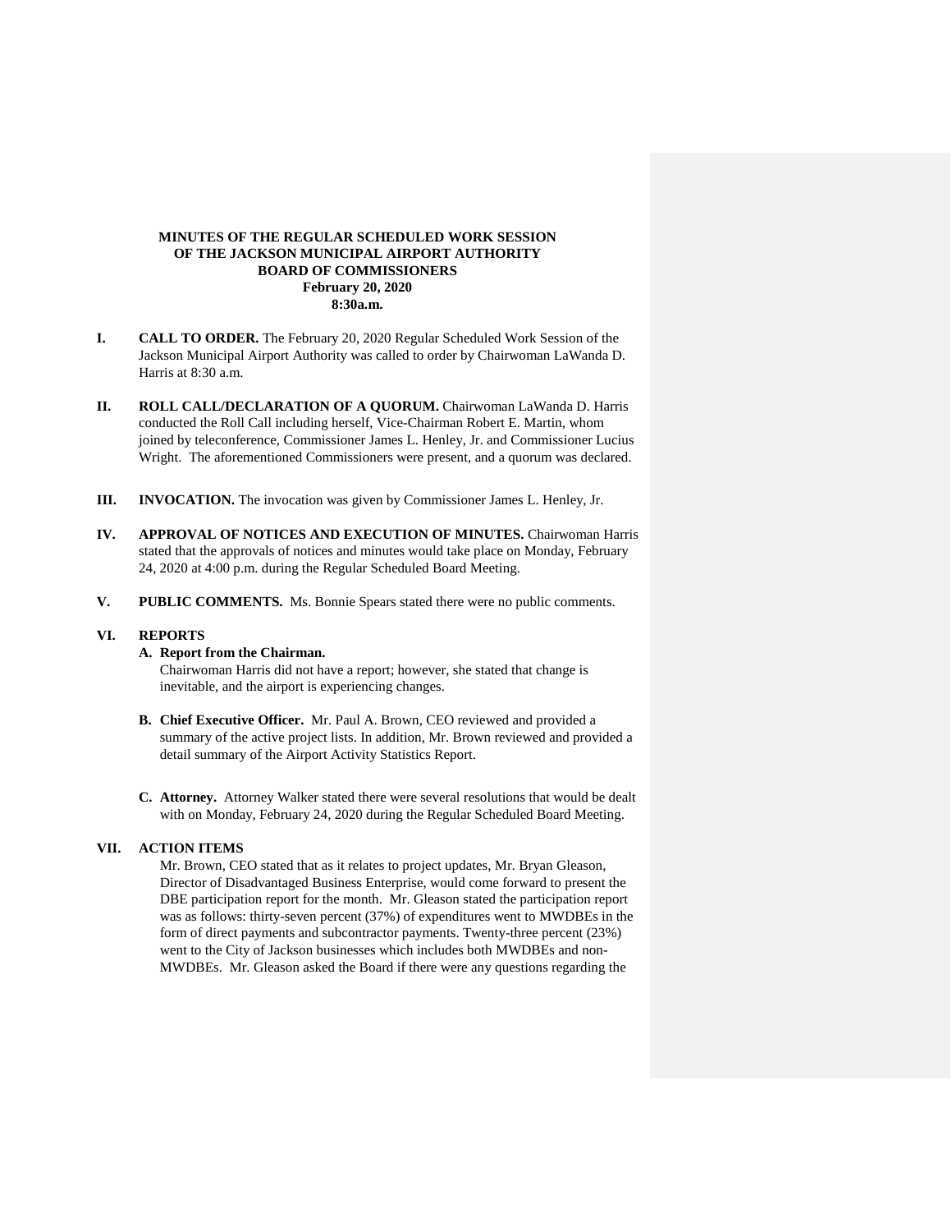**MINUTES OF THE REGULAR SCHEDULED WORK SESSION**
**OF THE JACKSON MUNICIPAL AIRPORT AUTHORITY**
**BOARD OF COMMISSIONERS**
**February 20, 2020**
**8:30a.m.**

**I. CALL TO ORDER.** The February 20, 2020 Regular Scheduled Work Session of the Jackson Municipal Airport Authority was called to order by Chairwoman LaWanda D. Harris at 8:30 a.m.

**II. ROLL CALL/DECLARATION OF A QUORUM.** Chairwoman LaWanda D. Harris conducted the Roll Call including herself, Vice-Chairman Robert E. Martin, whom joined by teleconference, Commissioner James L. Henley, Jr. and Commissioner Lucius Wright. The aforementioned Commissioners were present, and a quorum was declared.

**III. INVOCATION.** The invocation was given by Commissioner James L. Henley, Jr.

**IV. APPROVAL OF NOTICES AND EXECUTION OF MINUTES.** Chairwoman Harris stated that the approvals of notices and minutes would take place on Monday, February 24, 2020 at 4:00 p.m. during the Regular Scheduled Board Meeting.

**V. PUBLIC COMMENTS.** Ms. Bonnie Spears stated there were no public comments.

**VI. REPORTS**

**A. Report from the Chairman.**
Chairwoman Harris did not have a report; however, she stated that change is inevitable, and the airport is experiencing changes.

**B. Chief Executive Officer.** Mr. Paul A. Brown, CEO reviewed and provided a summary of the active project lists. In addition, Mr. Brown reviewed and provided a detail summary of the Airport Activity Statistics Report.

**C. Attorney.** Attorney Walker stated there were several resolutions that would be dealt with on Monday, February 24, 2020 during the Regular Scheduled Board Meeting.

**VII. ACTION ITEMS**

Mr. Brown, CEO stated that as it relates to project updates, Mr. Bryan Gleason, Director of Disadvantaged Business Enterprise, would come forward to present the DBE participation report for the month. Mr. Gleason stated the participation report was as follows: thirty-seven percent (37%) of expenditures went to MWDBEs in the form of direct payments and subcontractor payments. Twenty-three percent (23%) went to the City of Jackson businesses which includes both MWDBEs and non-MWDBEs. Mr. Gleason asked the Board if there were any questions regarding the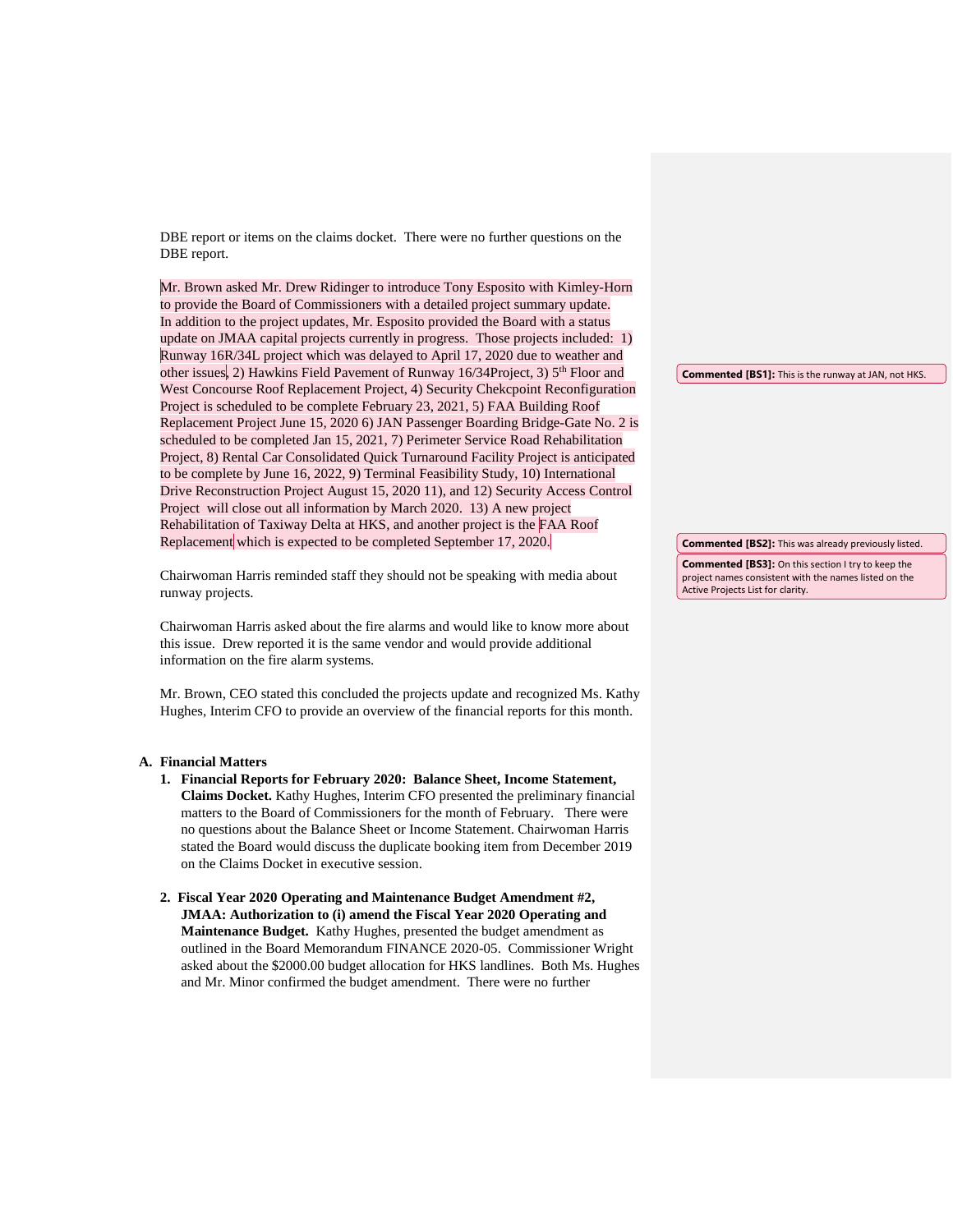DBE report or items on the claims docket. There were no further questions on the DBE report.

Mr. Brown asked Mr. Drew Ridinger to introduce Tony Esposito with Kimley-Horn to provide the Board of Commissioners with a detailed project summary update. In addition to the project updates, Mr. Esposito provided the Board with a status update on JMAA capital projects currently in progress. Those projects included: 1) Runway 16R/34L project which was delayed to April 17, 2020 due to weather and other issues, 2) Hawkins Field Pavement of Runway 16/34Project, 3) 5th Floor and West Concourse Roof Replacement Project, 4) Security Chekcpoint Reconfiguration Project is scheduled to be complete February 23, 2021, 5) FAA Building Roof Replacement Project June 15, 2020 6) JAN Passenger Boarding Bridge-Gate No. 2 is scheduled to be completed Jan 15, 2021, 7) Perimeter Service Road Rehabilitation Project, 8) Rental Car Consolidated Quick Turnaround Facility Project is anticipated to be complete by June 16, 2022, 9) Terminal Feasibility Study, 10) International Drive Reconstruction Project August 15, 2020 11), and 12) Security Access Control Project will close out all information by March 2020. 13) A new project Rehabilitation of Taxiway Delta at HKS, and another project is the FAA Roof Replacement which is expected to be completed September 17, 2020.

Commented [BS1]: This is the runway at JAN, not HKS.

Commented [BS2]: This was already previously listed.

Commented [BS3]: On this section I try to keep the project names consistent with the names listed on the Active Projects List for clarity.

Chairwoman Harris reminded staff they should not be speaking with media about runway projects.

Chairwoman Harris asked about the fire alarms and would like to know more about this issue. Drew reported it is the same vendor and would provide additional information on the fire alarm systems.

Mr. Brown, CEO stated this concluded the projects update and recognized Ms. Kathy Hughes, Interim CFO to provide an overview of the financial reports for this month.

**A. Financial Matters**

1. **Financial Reports for February 2020: Balance Sheet, Income Statement, Claims Docket.** Kathy Hughes, Interim CFO presented the preliminary financial matters to the Board of Commissioners for the month of February. There were no questions about the Balance Sheet or Income Statement. Chairwoman Harris stated the Board would discuss the duplicate booking item from December 2019 on the Claims Docket in executive session.

2. **Fiscal Year 2020 Operating and Maintenance Budget Amendment #2, JMAA: Authorization to (i) amend the Fiscal Year 2020 Operating and Maintenance Budget.** Kathy Hughes, presented the budget amendment as outlined in the Board Memorandum FINANCE 2020-05. Commissioner Wright asked about the $2000.00 budget allocation for HKS landlines. Both Ms. Hughes and Mr. Minor confirmed the budget amendment. There were no further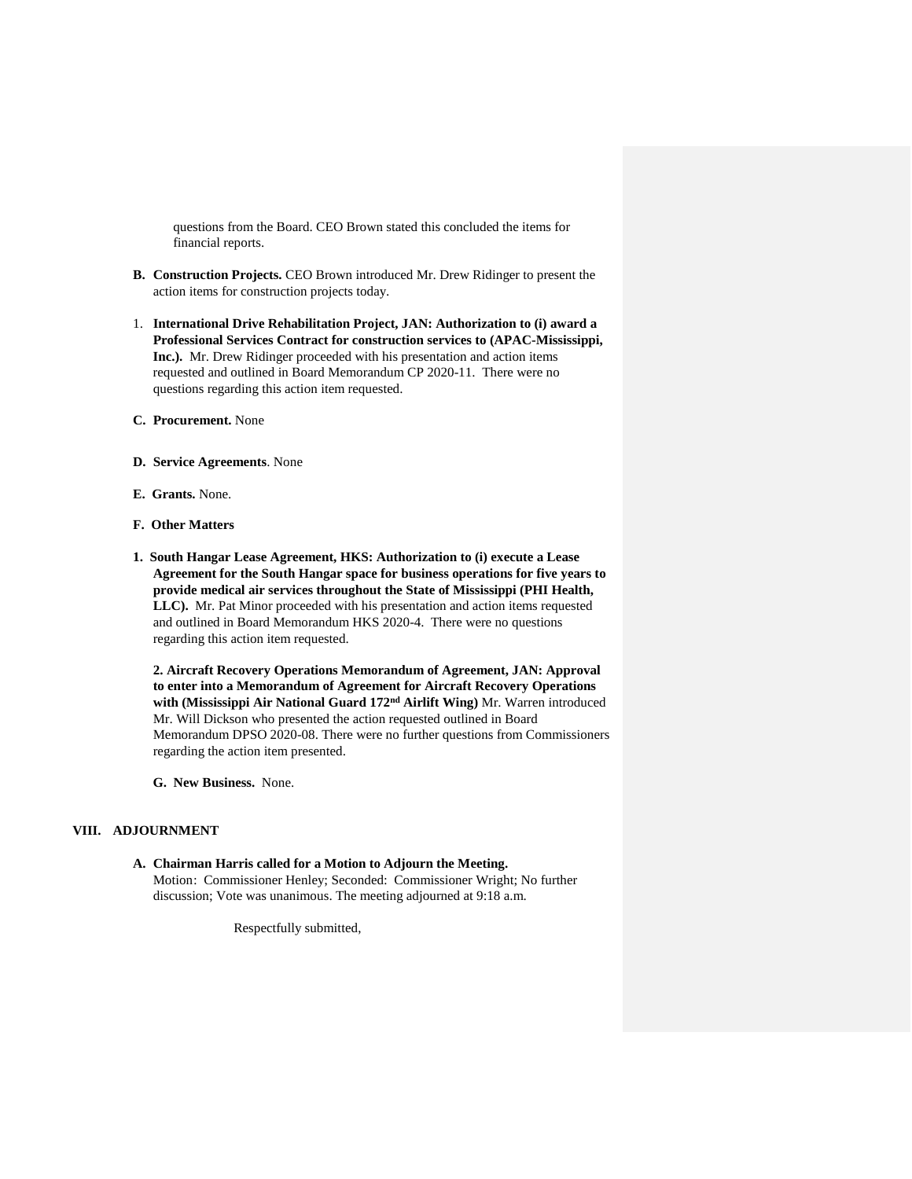questions from the Board. CEO Brown stated this concluded the items for financial reports.

**B. Construction Projects.** CEO Brown introduced Mr. Drew Ridinger to present the action items for construction projects today.

1. **International Drive Rehabilitation Project, JAN: Authorization to (i) award a Professional Services Contract for construction services to (APAC-Mississippi, Inc.).** Mr. Drew Ridinger proceeded with his presentation and action items requested and outlined in Board Memorandum CP 2020-11. There were no questions regarding this action item requested.

**C. Procurement.** None

**D. Service Agreements**. None

**E. Grants.** None.

**F. Other Matters**

**1. South Hangar Lease Agreement, HKS: Authorization to (i) execute a Lease Agreement for the South Hangar space for business operations for five years to provide medical air services throughout the State of Mississippi (PHI Health, LLC).** Mr. Pat Minor proceeded with his presentation and action items requested and outlined in Board Memorandum HKS 2020-4. There were no questions regarding this action item requested.

**2. Aircraft Recovery Operations Memorandum of Agreement, JAN: Approval to enter into a Memorandum of Agreement for Aircraft Recovery Operations with (Mississippi Air National Guard 172nd Airlift Wing)** Mr. Warren introduced Mr. Will Dickson who presented the action requested outlined in Board Memorandum DPSO 2020-08. There were no further questions from Commissioners regarding the action item presented.

**G. New Business.** None.

## VIII. ADJOURNMENT

**A. Chairman Harris called for a Motion to Adjourn the Meeting.**
Motion: Commissioner Henley; Seconded: Commissioner Wright; No further discussion; Vote was unanimous. The meeting adjourned at 9:18 a.m.

Respectfully submitted,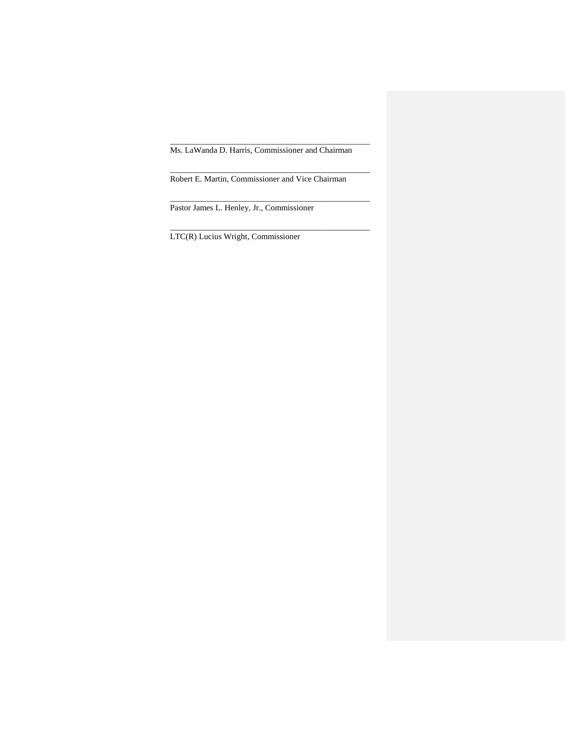\_\_\_\_\_\_\_\_\_\_\_\_\_\_\_\_\_\_\_\_\_\_\_\_\_\_\_\_\_\_\_\_\_\_\_\_\_\_\_\_\_\_\_\_

Ms. LaWanda D. Harris, Commissioner and Chairman

\_\_\_\_\_\_\_\_\_\_\_\_\_\_\_\_\_\_\_\_\_\_\_\_\_\_\_\_\_\_\_\_\_\_\_\_\_\_\_\_\_\_\_\_

Robert E. Martin, Commissioner and Vice Chairman

\_\_\_\_\_\_\_\_\_\_\_\_\_\_\_\_\_\_\_\_\_\_\_\_\_\_\_\_\_\_\_\_\_\_\_\_\_\_\_\_\_\_\_\_

Pastor James L. Henley, Jr., Commissioner

\_\_\_\_\_\_\_\_\_\_\_\_\_\_\_\_\_\_\_\_\_\_\_\_\_\_\_\_\_\_\_\_\_\_\_\_\_\_\_\_\_\_\_\_

LTC(R) Lucius Wright, Commissioner